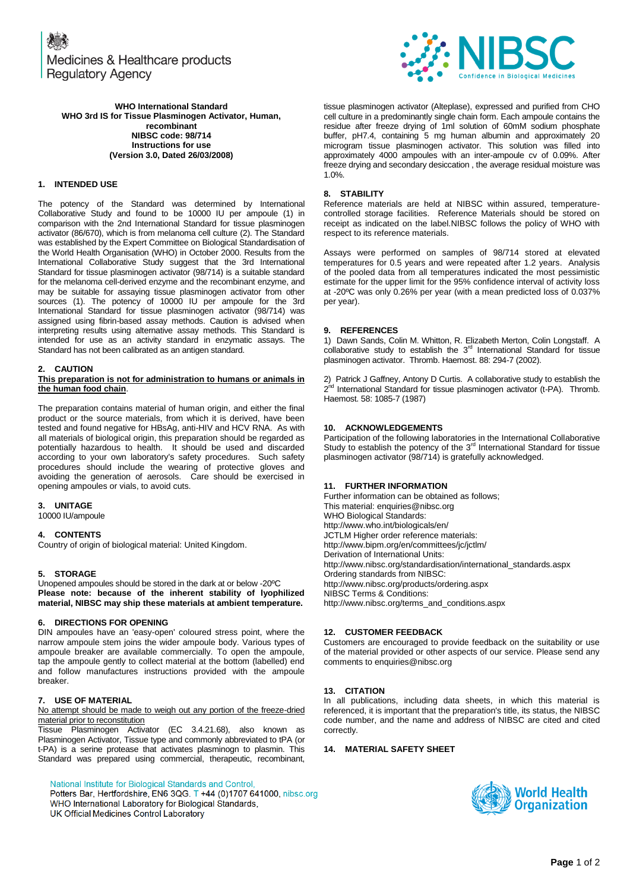Medicines & Healthcare products Regulatory Agency

NIBSC Confidence in Biological Medicines

**WHO International Standard**
**WHO 3rd IS for Tissue Plasminogen Activator, Human, recombinant**
**NIBSC code: 98/714**
**Instructions for use**
**(Version 3.0, Dated 26/03/2008)**

## 1. INTENDED USE

The potency of the Standard was determined by International Collaborative Study and found to be 10000 IU per ampoule (1) in comparison with the 2nd International Standard for tissue plasminogen activator (86/670), which is from melanoma cell culture (2). The Standard was established by the Expert Committee on Biological Standardisation of the World Health Organisation (WHO) in October 2000. Results from the International Collaborative Study suggest that the 3rd International Standard for tissue plasminogen activator (98/714) is a suitable standard for the melanoma cell-derived enzyme and the recombinant enzyme, and may be suitable for assaying tissue plasminogen activator from other sources (1). The potency of 10000 IU per ampoule for the 3rd International Standard for tissue plasminogen activator (98/714) was assigned using fibrin-based assay methods. Caution is advised when interpreting results using alternative assay methods. This Standard is intended for use as an activity standard in enzymatic assays. The Standard has not been calibrated as an antigen standard.

## 2. CAUTION

**This preparation is not for administration to humans or animals in the human food chain**.

The preparation contains material of human origin, and either the final product or the source materials, from which it is derived, have been tested and found negative for HBsAg, anti-HIV and HCV RNA. As with all materials of biological origin, this preparation should be regarded as potentially hazardous to health. It should be used and discarded according to your own laboratory's safety procedures. Such safety procedures should include the wearing of protective gloves and avoiding the generation of aerosols. Care should be exercised in opening ampoules or vials, to avoid cuts.

## 3. UNITAGE

10000 IU/ampoule

## 4. CONTENTS

Country of origin of biological material: United Kingdom.

## 5. STORAGE

Unopened ampoules should be stored in the dark at or below -20ºC
**Please note: because of the inherent stability of lyophilized material, NIBSC may ship these materials at ambient temperature.**

## 6. DIRECTIONS FOR OPENING

DIN ampoules have an 'easy-open' coloured stress point, where the narrow ampoule stem joins the wider ampoule body. Various types of ampoule breaker are available commercially. To open the ampoule, tap the ampoule gently to collect material at the bottom (labelled) end and follow manufactures instructions provided with the ampoule breaker.

## 7. USE OF MATERIAL

No attempt should be made to weigh out any portion of the freeze-dried material prior to reconstitution

Tissue Plasminogen Activator (EC 3.4.21.68), also known as Plasminogen Activator, Tissue type and commonly abbreviated to tPA (or t-PA) is a serine protease that activates plasminogen to plasmin. This Standard was prepared using commercial, therapeutic, recombinant, tissue plasminogen activator (Alteplase), expressed and purified from CHO cell culture in a predominantly single chain form. Each ampoule contains the residue after freeze drying of 1ml solution of 60mM sodium phosphate buffer, pH7.4, containing 5 mg human albumin and approximately 20 microgram tissue plasminogen activator. This solution was filled into approximately 4000 ampoules with an inter-ampoule cv of 0.09%. After freeze drying and secondary desiccation , the average residual moisture was 1.0%.

## 8. STABILITY

Reference materials are held at NIBSC within assured, temperature-controlled storage facilities. Reference Materials should be stored on receipt as indicated on the label.NIBSC follows the policy of WHO with respect to its reference materials.

Assays were performed on samples of 98/714 stored at elevated temperatures for 0.5 years and were repeated after 1.2 years. Analysis of the pooled data from all temperatures indicated the most pessimistic estimate for the upper limit for the 95% confidence interval of activity loss at -20ºC was only 0.26% per year (with a mean predicted loss of 0.037% per year).

## 9. REFERENCES

1) Dawn Sands, Colin M. Whitton, R. Elizabeth Merton, Colin Longstaff. A collaborative study to establish the 3rd International Standard for tissue plasminogen activator. Thromb. Haemost. 88: 294-7 (2002).

2) Patrick J Gaffney, Antony D Curtis. A collaborative study to establish the 2nd International Standard for tissue plasminogen activator (t-PA). Thromb. Haemost. 58: 1085-7 (1987)

## 10. ACKNOWLEDGEMENTS

Participation of the following laboratories in the International Collaborative Study to establish the potency of the 3rd International Standard for tissue plasminogen activator (98/714) is gratefully acknowledged.

## 11. FURTHER INFORMATION

Further information can be obtained as follows;
This material: enquiries@nibsc.org
WHO Biological Standards:
http://www.who.int/biologicals/en/
JCTLM Higher order reference materials:
http://www.bipm.org/en/committees/jc/jctlm/
Derivation of International Units:
http://www.nibsc.org/standardisation/international_standards.aspx
Ordering standards from NIBSC:
http://www.nibsc.org/products/ordering.aspx
NIBSC Terms & Conditions:
http://www.nibsc.org/terms_and_conditions.aspx

## 12. CUSTOMER FEEDBACK

Customers are encouraged to provide feedback on the suitability or use of the material provided or other aspects of our service. Please send any comments to enquiries@nibsc.org

## 13. CITATION

In all publications, including data sheets, in which this material is referenced, it is important that the preparation's title, its status, the NIBSC code number, and the name and address of NIBSC are cited and cited correctly.

## 14. MATERIAL SAFETY SHEET

National Institute for Biological Standards and Control,
Potters Bar, Hertfordshire, EN6 3QG. T +44 (0)1707 641000, nibsc.org
WHO International Laboratory for Biological Standards,
UK Official Medicines Control Laboratory

World Health Organization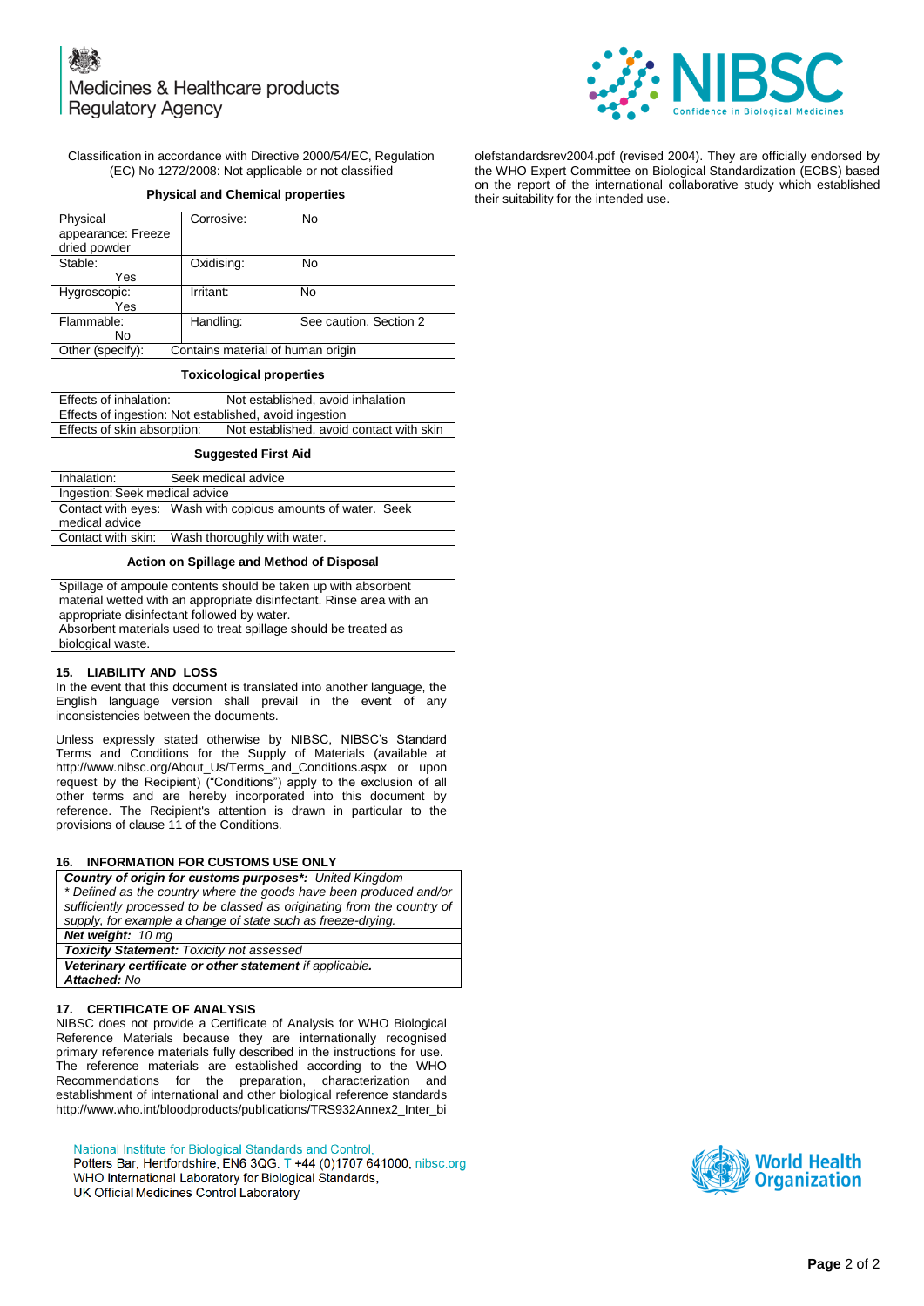Classification in accordance with Directive 2000/54/EC, Regulation (EC) No 1272/2008: Not applicable or not classified

| Physical and Chemical properties | | | |
|---|---|---|---|
| Physical appearance: Freeze dried powder | | Corrosive: | No |
| Stable: | Yes | Oxidising: | No |
| Hygroscopic: | Yes | Irritant: | No |
| Flammable: | No | Handling: | See caution, Section 2 |
| Other (specify): | Contains material of human origin | | |

| Toxicological properties | |
|---|---|
| Effects of inhalation: | Not established, avoid inhalation |
| Effects of ingestion: | Not established, avoid ingestion |
| Effects of skin absorption: | Not established, avoid contact with skin |

| Suggested First Aid | |
|---|---|
| Inhalation: | Seek medical advice |
| Ingestion: | Seek medical advice |
| Contact with eyes: | Wash with copious amounts of water. Seek medical advice |
| Contact with skin: | Wash thoroughly with water. |

| Action on Spillage and Method of Disposal |
|---|
| Spillage of ampoule contents should be taken up with absorbent material wetted with an appropriate disinfectant. Rinse area with an appropriate disinfectant followed by water. Absorbent materials used to treat spillage should be treated as biological waste. |

## 15. LIABILITY AND LOSS

In the event that this document is translated into another language, the English language version shall prevail in the event of any inconsistencies between the documents.

Unless expressly stated otherwise by NIBSC, NIBSC's Standard Terms and Conditions for the Supply of Materials (available at http://www.nibsc.org/About_Us/Terms_and_Conditions.aspx or upon request by the Recipient) ("Conditions") apply to the exclusion of all other terms and are hereby incorporated into this document by reference. The Recipient's attention is drawn in particular to the provisions of clause 11 of the Conditions.

## 16. INFORMATION FOR CUSTOMS USE ONLY

| |
|---|
| ***Country of origin for customs purposes\*:*** *United Kingdom* <br> *\* Defined as the country where the goods have been produced and/or sufficiently processed to be classed as originating from the country of supply, for example a change of state such as freeze-drying.* |
| ***Net weight:*** *10 mg* |
| ***Toxicity Statement:*** *Toxicity not assessed* |
| ***Veterinary certificate or other statement*** *if applicable.* <br> ***Attached:*** *No* |

## 17. CERTIFICATE OF ANALYSIS

NIBSC does not provide a Certificate of Analysis for WHO Biological Reference Materials because they are internationally recognised primary reference materials fully described in the instructions for use. The reference materials are established according to the WHO Recommendations for the preparation, characterization and establishment of international and other biological reference standards http://www.who.int/bloodproducts/publications/TRS932Annex2_Inter_biolefstandardsrev2004.pdf (revised 2004). They are officially endorsed by the WHO Expert Committee on Biological Standardization (ECBS) based on the report of the international collaborative study which established their suitability for the intended use.

National Institute for Biological Standards and Control,
Potters Bar, Hertfordshire, EN6 3QG. T +44 (0)1707 641000, nibsc.org
WHO International Laboratory for Biological Standards,
UK Official Medicines Control Laboratory